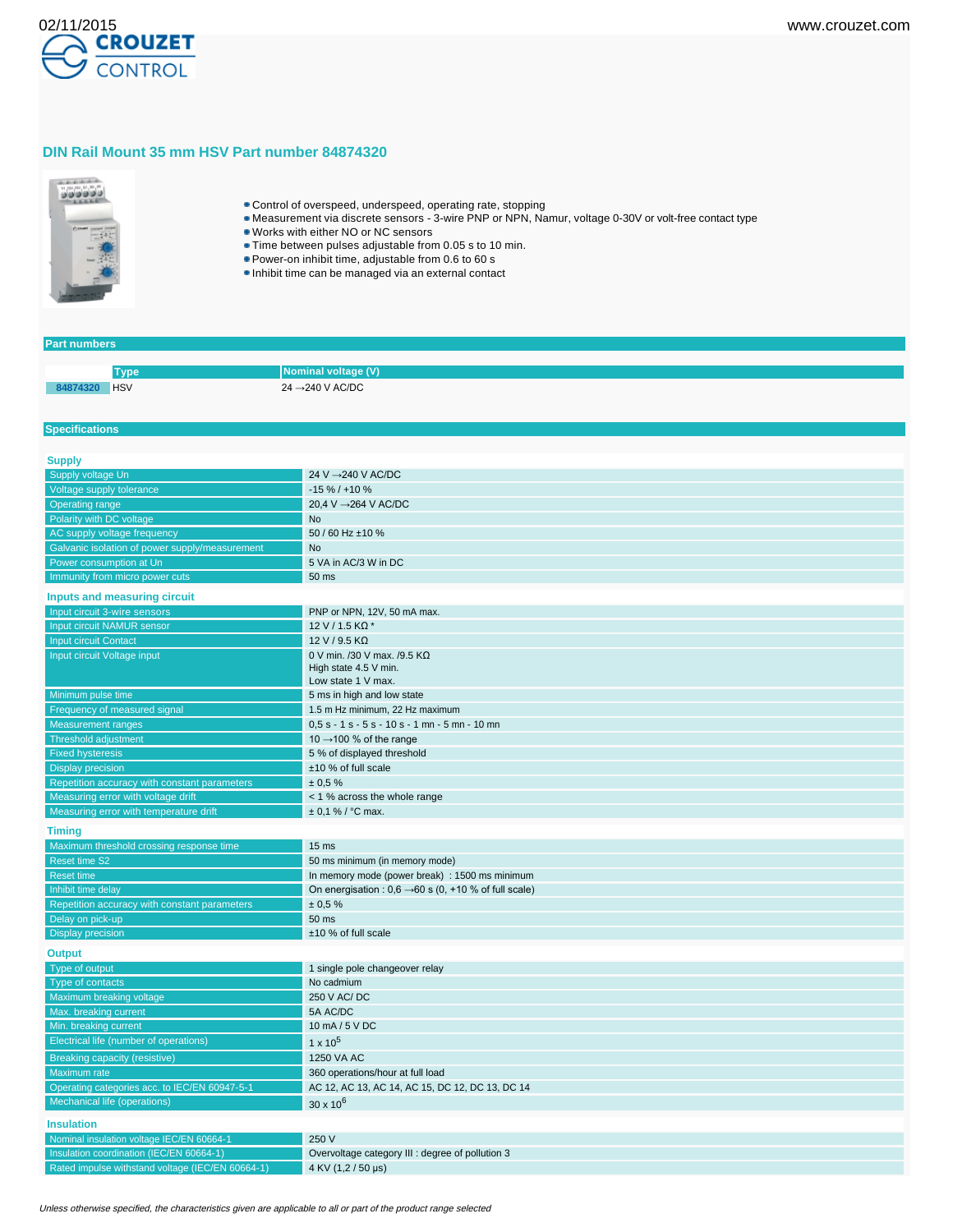# DIN Rail Mount 35 mm HSV Part number 84874320

- Control of overspeed, underspeed, operating rate, stopping
- Measurement via discrete sensors - 3-wire PNP or NPN, Namur, voltage 0-30V or volt-free contact type
- Works with either NO or NC sensors
- Time between pulses adjustable from 0.05 s to 10 min.
- Power-on inhibit time, adjustable from 0.6 to 60 s
- Inhibit time can be managed via an external contact

## Part numbers

| | Type | Nominal voltage (V) |
|---|---|---|
| 84874320 | HSV | 24 →240 V AC/DC |

## Specifications

### Supply

| | |
|---|---|
| Supply voltage Un | 24 V →240 V AC/DC |
| Voltage supply tolerance | -15 % / +10 % |
| Operating range | 20,4 V →264 V AC/DC |
| Polarity with DC voltage | No |
| AC supply voltage frequency | 50 / 60 Hz ±10 % |
| Galvanic isolation of power supply/measurement | No |
| Power consumption at Un | 5 VA in AC/3 W in DC |
| Immunity from micro power cuts | 50 ms |

### Inputs and measuring circuit

| | |
|---|---|
| Input circuit 3-wire sensors | PNP or NPN, 12V, 50 mA max. |
| Input circuit NAMUR sensor | 12 V / 1.5 KΩ * |
| Input circuit Contact | 12 V / 9.5 KΩ |
| Input circuit Voltage input | 0 V min. /30 V max. /9.5 KΩ<br>High state 4.5 V min.<br>Low state 1 V max. |
| Minimum pulse time | 5 ms in high and low state |
| Frequency of measured signal | 1.5 m Hz minimum, 22 Hz maximum |
| Measurement ranges | 0,5 s - 1 s - 5 s - 10 s - 1 mn - 5 mn - 10 mn |
| Threshold adjustment | 10 →100 % of the range |
| Fixed hysteresis | 5 % of displayed threshold |
| Display precision | ±10 % of full scale |
| Repetition accuracy with constant parameters | ± 0,5 % |
| Measuring error with voltage drift | < 1 % across the whole range |
| Measuring error with temperature drift | ± 0,1 % / °C max. |

### Timing

| | |
|---|---|
| Maximum threshold crossing response time | 15 ms |
| Reset time S2 | 50 ms minimum (in memory mode) |
| Reset time | In memory mode (power break) : 1500 ms minimum |
| Inhibit time delay | On energisation : 0,6 →60 s (0, +10 % of full scale) |
| Repetition accuracy with constant parameters | ± 0,5 % |
| Delay on pick-up | 50 ms |
| Display precision | ±10 % of full scale |

### Output

| | |
|---|---|
| Type of output | 1 single pole changeover relay |
| Type of contacts | No cadmium |
| Maximum breaking voltage | 250 V AC/ DC |
| Max. breaking current | 5A AC/DC |
| Min. breaking current | 10 mA / 5 V DC |
| Electrical life (number of operations) | $1 \times 10^5$ |
| Breaking capacity (resistive) | 1250 VA AC |
| Maximum rate | 360 operations/hour at full load |
| Operating categories acc. to IEC/EN 60947-5-1 | AC 12, AC 13, AC 14, AC 15, DC 12, DC 13, DC 14 |
| Mechanical life (operations) | $30 \times 10^6$ |

### Insulation

| | |
|---|---|
| Nominal insulation voltage IEC/EN 60664-1 | 250 V |
| Insulation coordination (IEC/EN 60664-1) | Overvoltage category III : degree of pollution 3 |
| Rated impulse withstand voltage (IEC/EN 60664-1) | 4 KV (1,2 / 50 µs) |

*Unless otherwise specified, the characteristics given are applicable to all or part of the product range selected*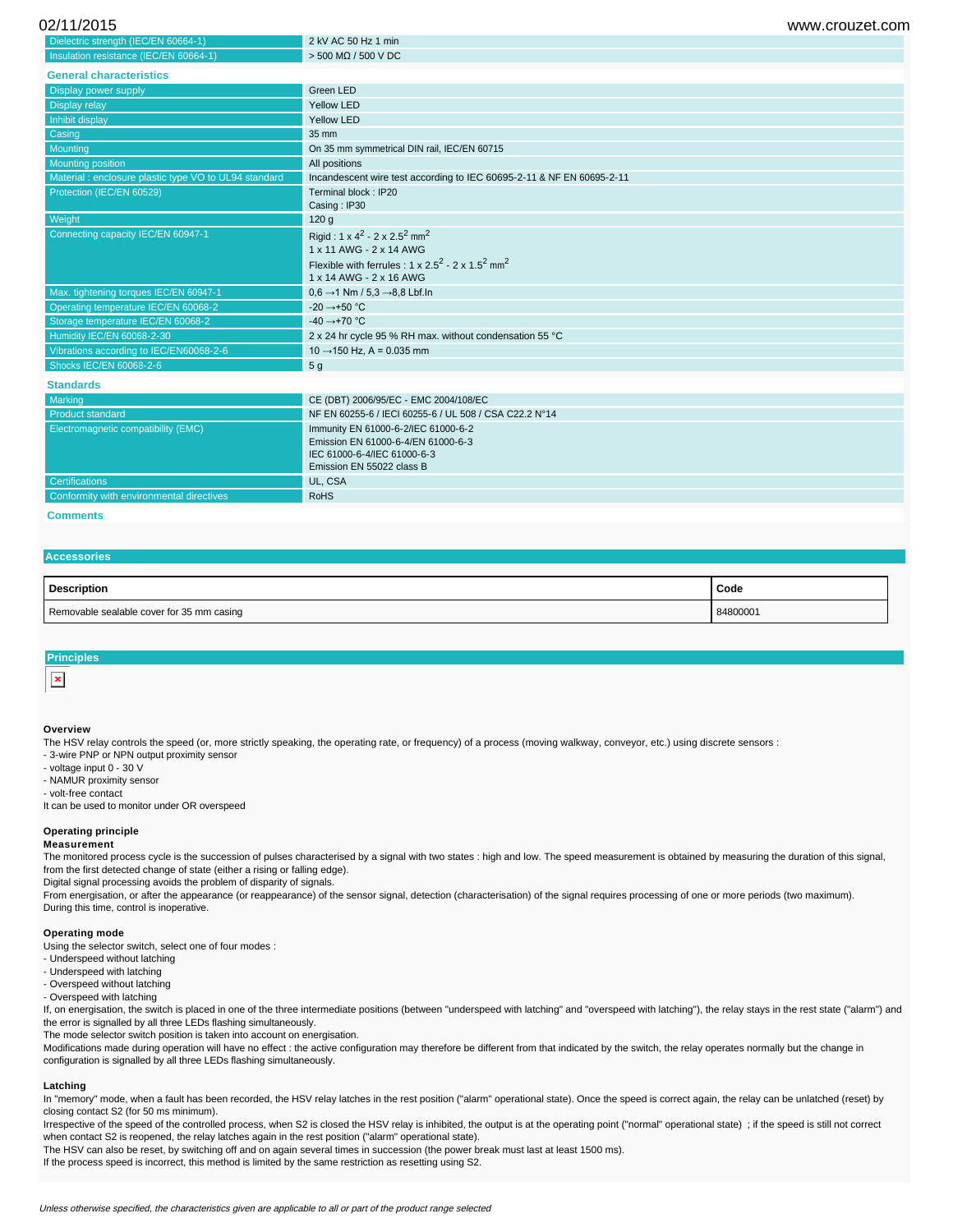| | |
|---|---|
| Dielectric strength (IEC/EN 60664-1) | 2 kV AC 50 Hz 1 min |
| Insulation resistance (IEC/EN 60664-1) | > 500 MΩ / 500 V DC |

### General characteristics

| | |
|---|---|
| Display power supply | Green LED |
| Display relay | Yellow LED |
| Inhibit display | Yellow LED |
| Casing | 35 mm |
| Mounting | On 35 mm symmetrical DIN rail, IEC/EN 60715 |
| Mounting position | All positions |
| Material : enclosure plastic type VO to UL94 standard | Incandescent wire test according to IEC 60695-2-11 & NF EN 60695-2-11 |
| Protection (IEC/EN 60529) | Terminal block : IP20<br>Casing : IP30 |
| Weight | 120 g |
| Connecting capacity IEC/EN 60947-1 | Rigid : 1 x $4^2$ - 2 x $2.5^2$ $mm^2$<br>1 x 11 AWG - 2 x 14 AWG<br>Flexible with ferrules : 1 x $2.5^2$ - 2 x $1.5^2$ $mm^2$<br>1 x 14 AWG - 2 x 16 AWG |
| Max. tightening torques IEC/EN 60947-1 | 0,6 →1 Nm / 5,3 →8,8 Lbf.In |
| Operating temperature IEC/EN 60068-2 | -20 →+50 °C |
| Storage temperature IEC/EN 60068-2 | -40 →+70 °C |
| Humidity IEC/EN 60068-2-30 | 2 x 24 hr cycle 95 % RH max. without condensation 55 °C |
| Vibrations according to IEC/EN60068-2-6 | 10 →150 Hz, A = 0.035 mm |
| Shocks IEC/EN 60068-2-6 | 5 g |

### Standards

| | |
|---|---|
| Marking | CE (DBT) 2006/95/EC - EMC 2004/108/EC |
| Product standard | NF EN 60255-6 / IECI 60255-6 / UL 508 / CSA C22.2 N°14 |
| Electromagnetic compatibility (EMC) | Immunity EN 61000-6-2/IEC 61000-6-2<br>Emission EN 61000-6-4/EN 61000-6-3<br>IEC 61000-6-4/IEC 61000-6-3<br>Emission EN 55022 class B |
| Certifications | UL, CSA |
| Conformity with environmental directives | RoHS |

### Comments

## Accessories

| Description | Code |
|---|---|
| Removable sealable cover for 35 mm casing | 84800001 |

## Principles

### Overview

The HSV relay controls the speed (or, more strictly speaking, the operating rate, or frequency) of a process (moving walkway, conveyor, etc.) using discrete sensors :
- 3-wire PNP or NPN output proximity sensor
- voltage input 0 - 30 V
- NAMUR proximity sensor
- volt-free contact

It can be used to monitor under OR overspeed

### Operating principle

**Measurement**

The monitored process cycle is the succession of pulses characterised by a signal with two states : high and low. The speed measurement is obtained by measuring the duration of this signal, from the first detected change of state (either a rising or falling edge).
Digital signal processing avoids the problem of disparity of signals.
From energisation, or after the appearance (or reappearance) of the sensor signal, detection (characterisation) of the signal requires processing of one or more periods (two maximum).
During this time, control is inoperative.

### Operating mode

Using the selector switch, select one of four modes :
- Underspeed without latching
- Underspeed with latching
- Overspeed without latching
- Overspeed with latching

If, on energisation, the switch is placed in one of the three intermediate positions (between "underspeed with latching" and "overspeed with latching"), the relay stays in the rest state ("alarm") and the error is signalled by all three LEDs flashing simultaneously.
The mode selector switch position is taken into account on energisation.
Modifications made during operation will have no effect : the active configuration may therefore be different from that indicated by the switch, the relay operates normally but the change in configuration is signalled by all three LEDs flashing simultaneously.

### Latching

In "memory" mode, when a fault has been recorded, the HSV relay latches in the rest position ("alarm" operational state). Once the speed is correct again, the relay can be unlatched (reset) by closing contact S2 (for 50 ms minimum).
Irrespective of the speed of the controlled process, when S2 is closed the HSV relay is inhibited, the output is at the operating point ("normal" operational state) ; if the speed is still not correct when contact S2 is reopened, the relay latches again in the rest position ("alarm" operational state).
The HSV can also be reset, by switching off and on again several times in succession (the power break must last at least 1500 ms).
If the process speed is incorrect, this method is limited by the same restriction as resetting using S2.

*Unless otherwise specified, the characteristics given are applicable to all or part of the product range selected*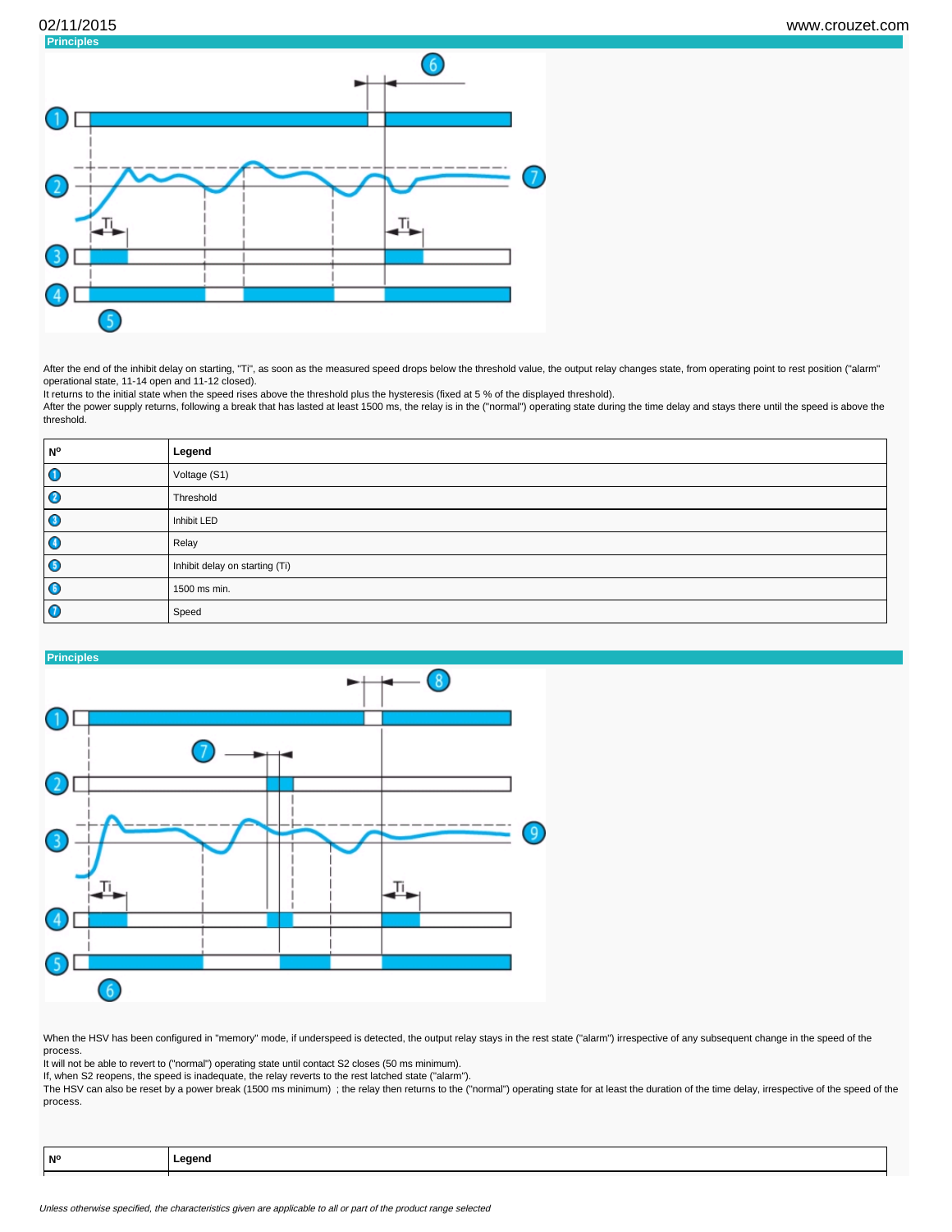## Principles

After the end of the inhibit delay on starting, "Ti", as soon as the measured speed drops below the threshold value, the output relay changes state, from operating point to rest position ("alarm" operational state, 11-14 open and 11-12 closed).
It returns to the initial state when the speed rises above the threshold plus the hysteresis (fixed at 5 % of the displayed threshold).
After the power supply returns, following a break that has lasted at least 1500 ms, the relay is in the ("normal") operating state during the time delay and stays there until the speed is above the threshold.

| Nº | Legend |
|---|---|
| 1 | Voltage (S1) |
| 2 | Threshold |
| 3 | Inhibit LED |
| 4 | Relay |
| 5 | Inhibit delay on starting (Ti) |
| 6 | 1500 ms min. |
| 7 | Speed |

## Principles

When the HSV has been configured in "memory" mode, if underspeed is detected, the output relay stays in the rest state ("alarm") irrespective of any subsequent change in the speed of the process.
It will not be able to revert to ("normal") operating state until contact S2 closes (50 ms minimum).
If, when S2 reopens, the speed is inadequate, the relay reverts to the rest latched state ("alarm").
The HSV can also be reset by a power break (1500 ms minimum) ; the relay then returns to the ("normal") operating state for at least the duration of the time delay, irrespective of the speed of the process.

| Nº | Legend |
|---|---|

*Unless otherwise specified, the characteristics given are applicable to all or part of the product range selected*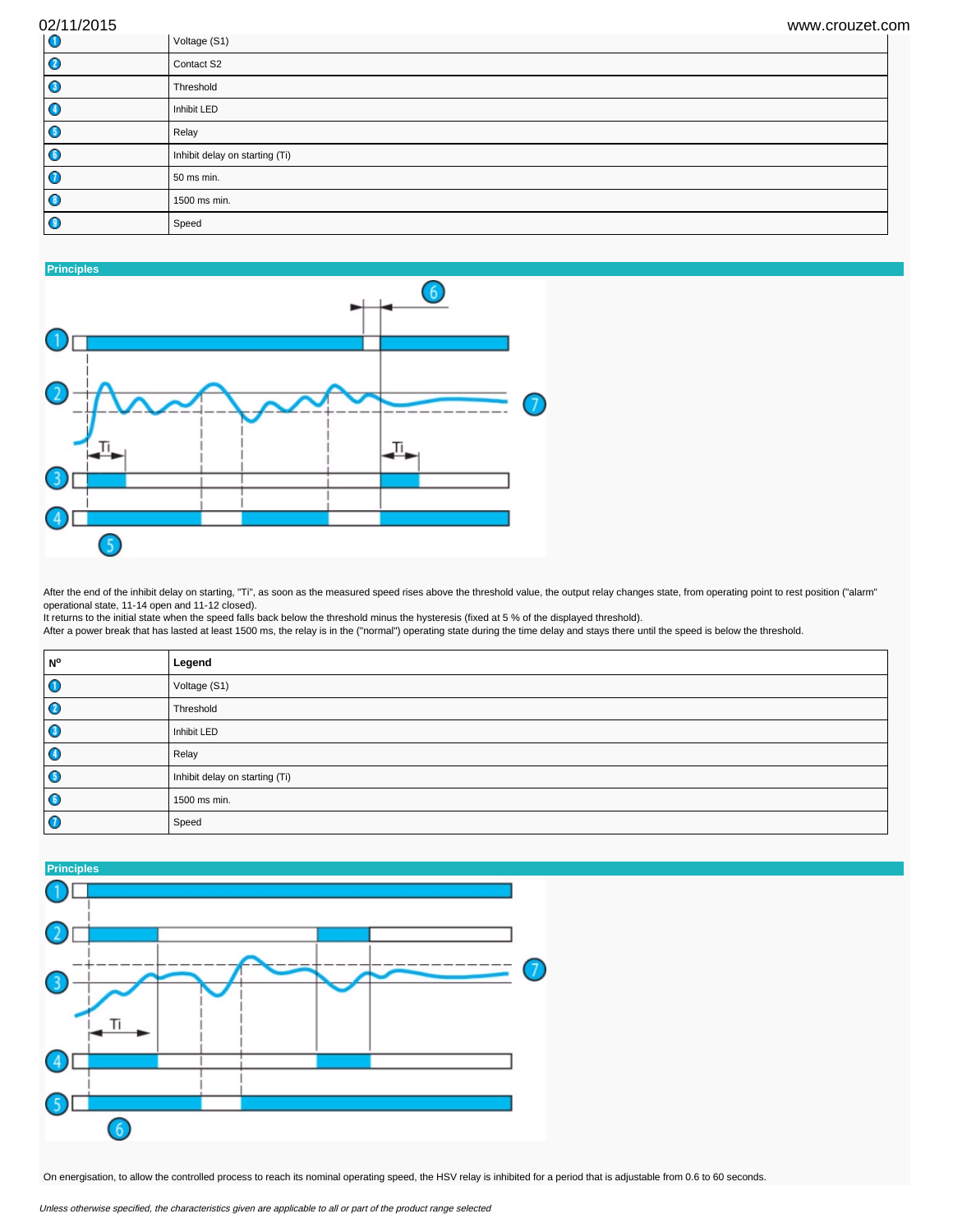| | |
|---|---|
| 1 | Voltage (S1) |
| 2 | Contact S2 |
| 3 | Threshold |
| 4 | Inhibit LED |
| 5 | Relay |
| 6 | Inhibit delay on starting (Ti) |
| 7 | 50 ms min. |
| 8 | 1500 ms min. |
| 9 | Speed |

## Principles

After the end of the inhibit delay on starting, "Ti", as soon as the measured speed rises above the threshold value, the output relay changes state, from operating point to rest position ("alarm" operational state, 11-14 open and 11-12 closed).
It returns to the initial state when the speed falls back below the threshold minus the hysteresis (fixed at 5 % of the displayed threshold).
After a power break that has lasted at least 1500 ms, the relay is in the ("normal") operating state during the time delay and stays there until the speed is below the threshold.

| Nº | Legend |
|---|---|
| 1 | Voltage (S1) |
| 2 | Threshold |
| 3 | Inhibit LED |
| 4 | Relay |
| 5 | Inhibit delay on starting (Ti) |
| 6 | 1500 ms min. |
| 7 | Speed |

## Principles

On energisation, to allow the controlled process to reach its nominal operating speed, the HSV relay is inhibited for a period that is adjustable from 0.6 to 60 seconds.

*Unless otherwise specified, the characteristics given are applicable to all or part of the product range selected*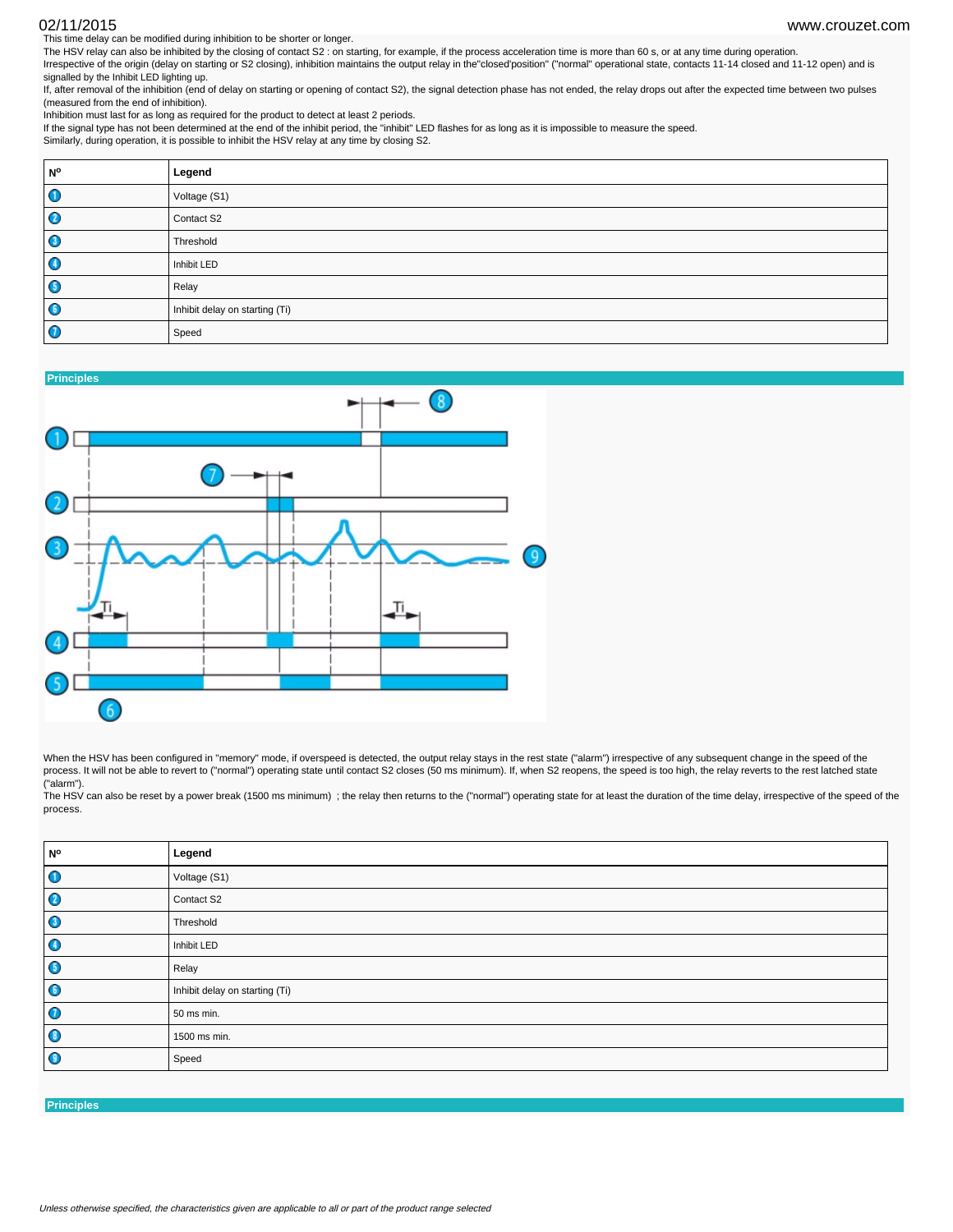This time delay can be modified during inhibition to be shorter or longer.
The HSV relay can also be inhibited by the closing of contact S2 : on starting, for example, if the process acceleration time is more than 60 s, or at any time during operation.
Irrespective of the origin (delay on starting or S2 closing), inhibition maintains the output relay in the"closed'position" ("normal" operational state, contacts 11-14 closed and 11-12 open) and is signalled by the Inhibit LED lighting up.
If, after removal of the inhibition (end of delay on starting or opening of contact S2), the signal detection phase has not ended, the relay drops out after the expected time between two pulses (measured from the end of inhibition).
Inhibition must last for as long as required for the product to detect at least 2 periods.
If the signal type has not been determined at the end of the inhibit period, the "inhibit" LED flashes for as long as it is impossible to measure the speed.
Similarly, during operation, it is possible to inhibit the HSV relay at any time by closing S2.

| Nº | Legend |
|---|---|
| 1 | Voltage (S1) |
| 2 | Contact S2 |
| 3 | Threshold |
| 4 | Inhibit LED |
| 5 | Relay |
| 6 | Inhibit delay on starting (Ti) |
| 7 | Speed |

## Principles

When the HSV has been configured in "memory" mode, if overspeed is detected, the output relay stays in the rest state ("alarm") irrespective of any subsequent change in the speed of the process. It will not be able to revert to ("normal") operating state until contact S2 closes (50 ms minimum). If, when S2 reopens, the speed is too high, the relay reverts to the rest latched state ("alarm").
The HSV can also be reset by a power break (1500 ms minimum) ; the relay then returns to the ("normal") operating state for at least the duration of the time delay, irrespective of the speed of the process.

| Nº | Legend |
|---|---|
| 1 | Voltage (S1) |
| 2 | Contact S2 |
| 3 | Threshold |
| 4 | Inhibit LED |
| 5 | Relay |
| 6 | Inhibit delay on starting (Ti) |
| 7 | 50 ms min. |
| 8 | 1500 ms min. |
| 9 | Speed |

## Principles

*Unless otherwise specified, the characteristics given are applicable to all or part of the product range selected*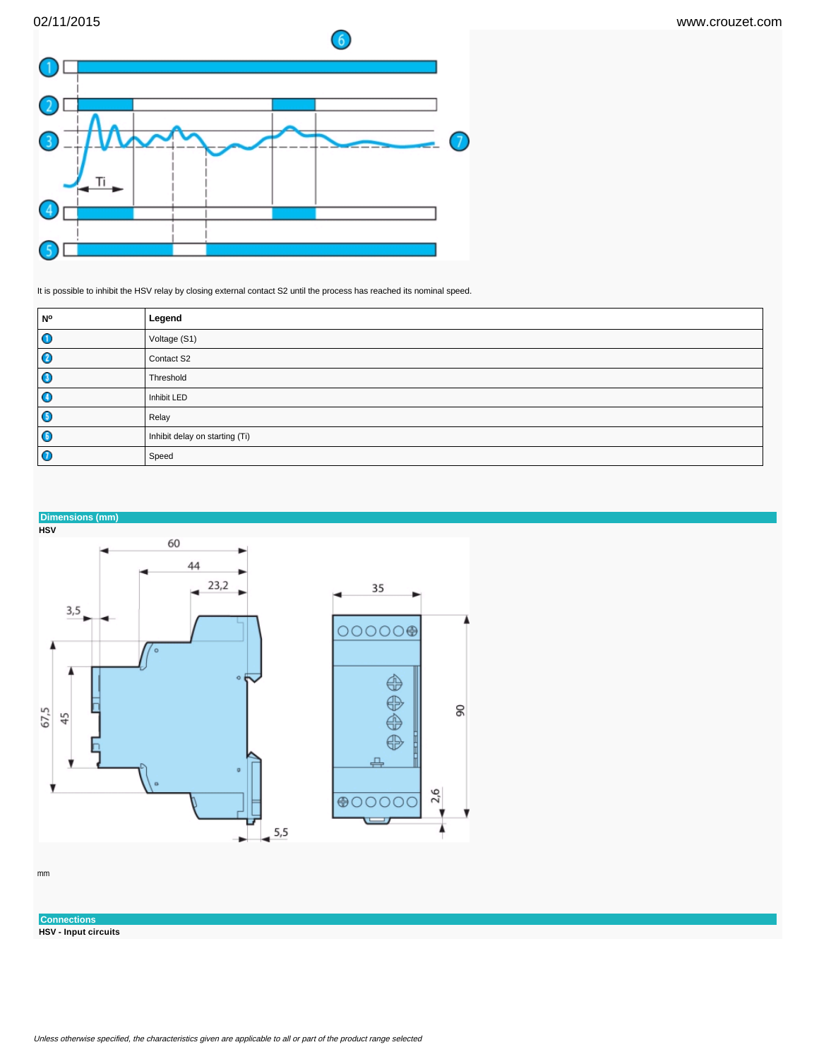It is possible to inhibit the HSV relay by closing external contact S2 until the process has reached its nominal speed.

| Nº | Legend |
|---|---|
| 1 | Voltage (S1) |
| 2 | Contact S2 |
| 3 | Threshold |
| 4 | Inhibit LED |
| 5 | Relay |
| 6 | Inhibit delay on starting (Ti) |
| 7 | Speed |

## Dimensions (mm)

**HSV**

mm

## Connections

**HSV - Input circuits**

*Unless otherwise specified, the characteristics given are applicable to all or part of the product range selected*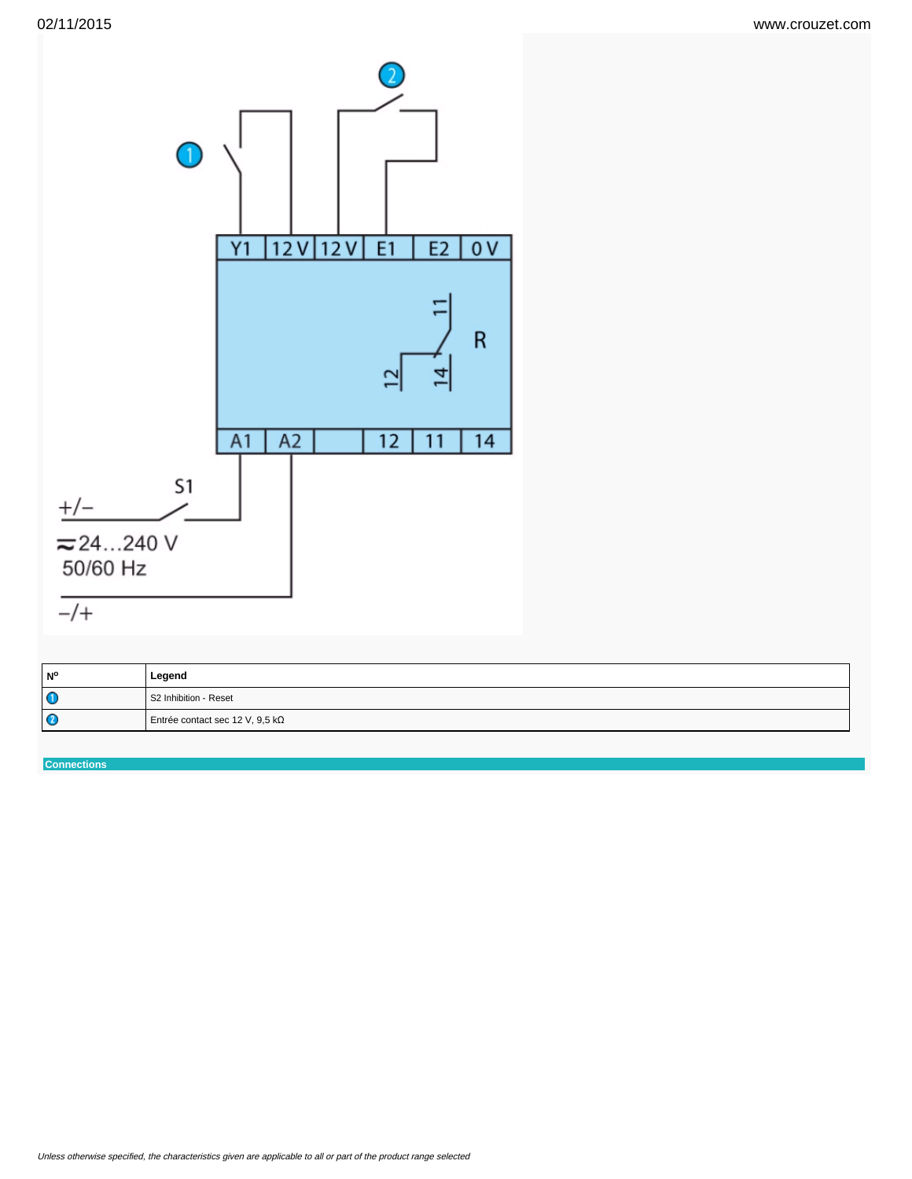| Nº | Legend |
|---|---|
| 1 | S2 Inhibition - Reset |
| 2 | Entrée contact sec 12 V, 9,5 kΩ |

**Connections**

*Unless otherwise specified, the characteristics given are applicable to all or part of the product range selected*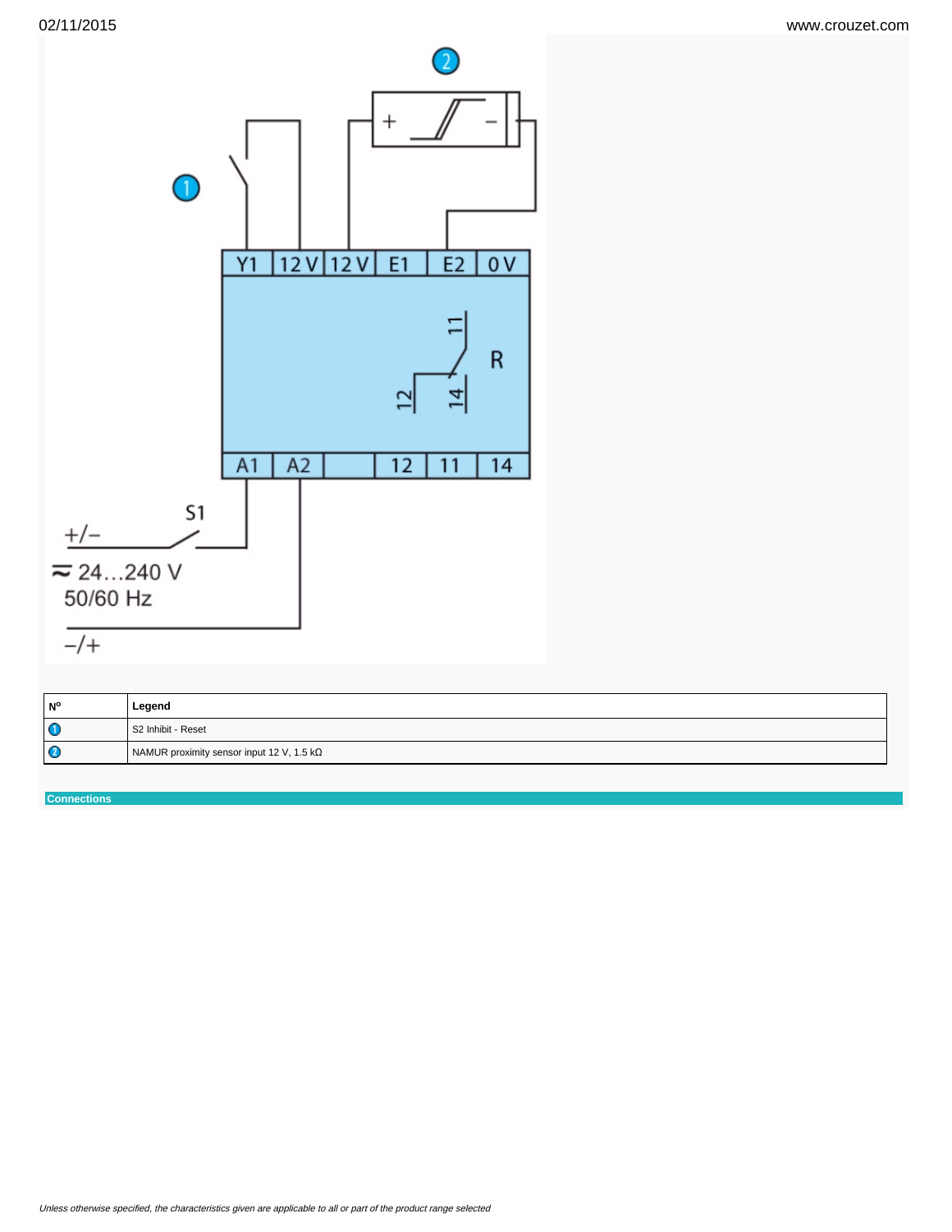| Nº | Legend |
| --- | --- |
| 1 | S2 Inhibit - Reset |
| 2 | NAMUR proximity sensor input 12 V, 1.5 kΩ |

**Connections**

*Unless otherwise specified, the characteristics given are applicable to all or part of the product range selected*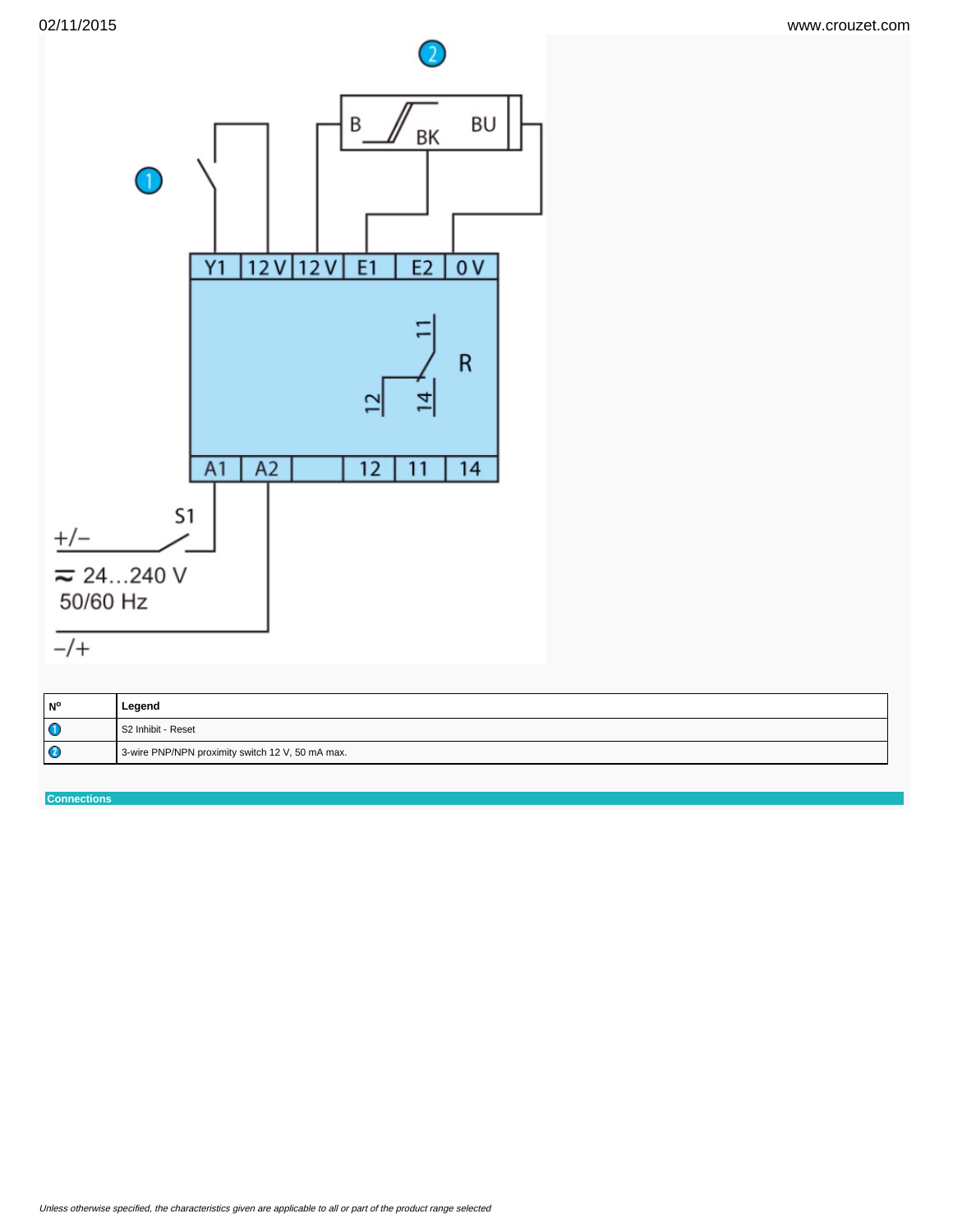| Nº | Legend |
| --- | --- |
| 1 | S2 Inhibit - Reset |
| 2 | 3-wire PNP/NPN proximity switch 12 V, 50 mA max. |

## Connections

*Unless otherwise specified, the characteristics given are applicable to all or part of the product range selected*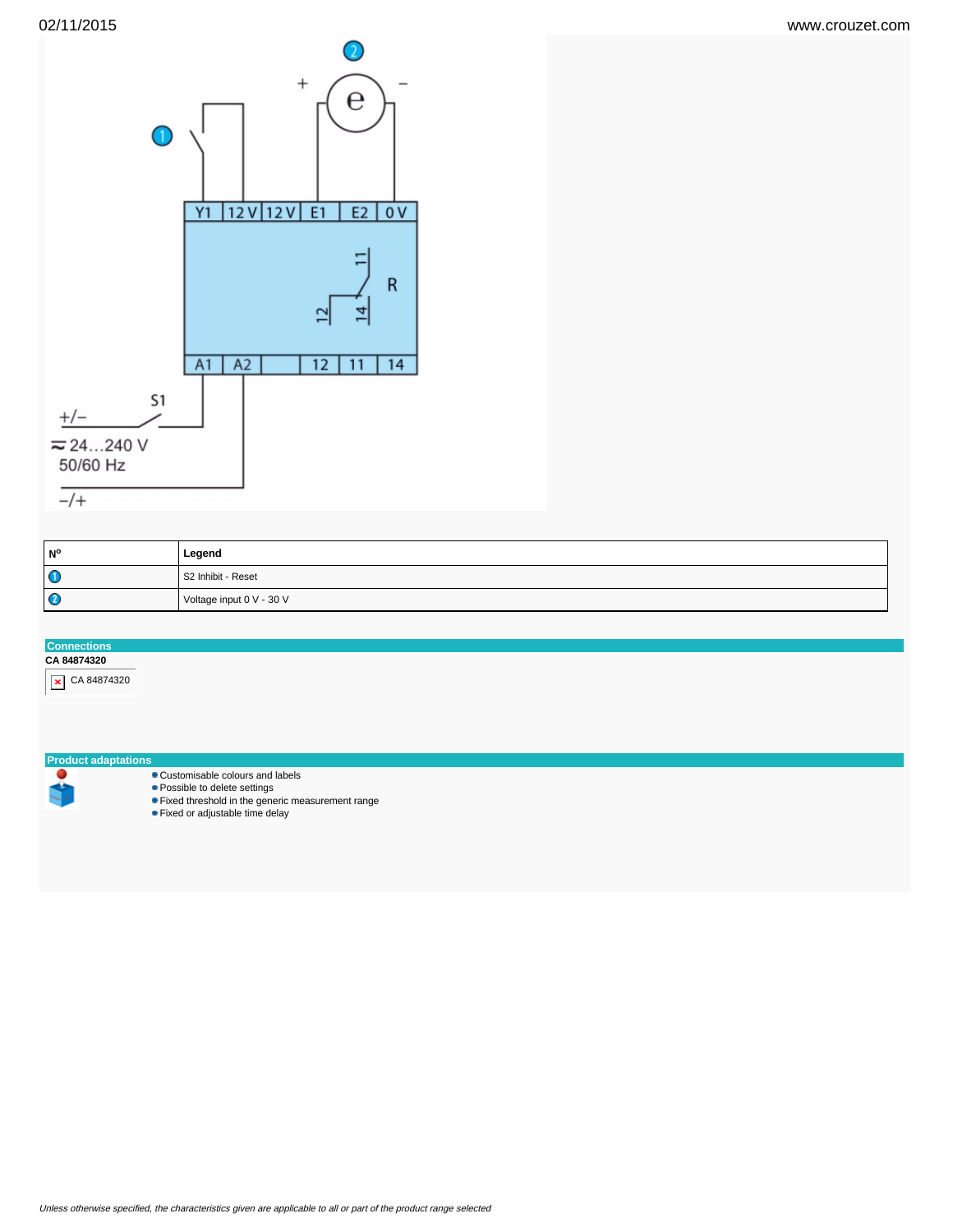Y1 | 12 V | 12 V | E1 | E2 | 0 V

+ e −

11

R

12

14

A1 | A2 | | 12 | 11 | 14

S1

+/−

≈ 24...240 V
50/60 Hz

−/+

| Nº | Legend |
| --- | --- |
| 1 | S2 Inhibit - Reset |
| 2 | Voltage input 0 V - 30 V |

## Connections

**CA 84874320**

CA 84874320

## Product adaptations

- Customisable colours and labels
- Possible to delete settings
- Fixed threshold in the generic measurement range
- Fixed or adjustable time delay

*Unless otherwise specified, the characteristics given are applicable to all or part of the product range selected*